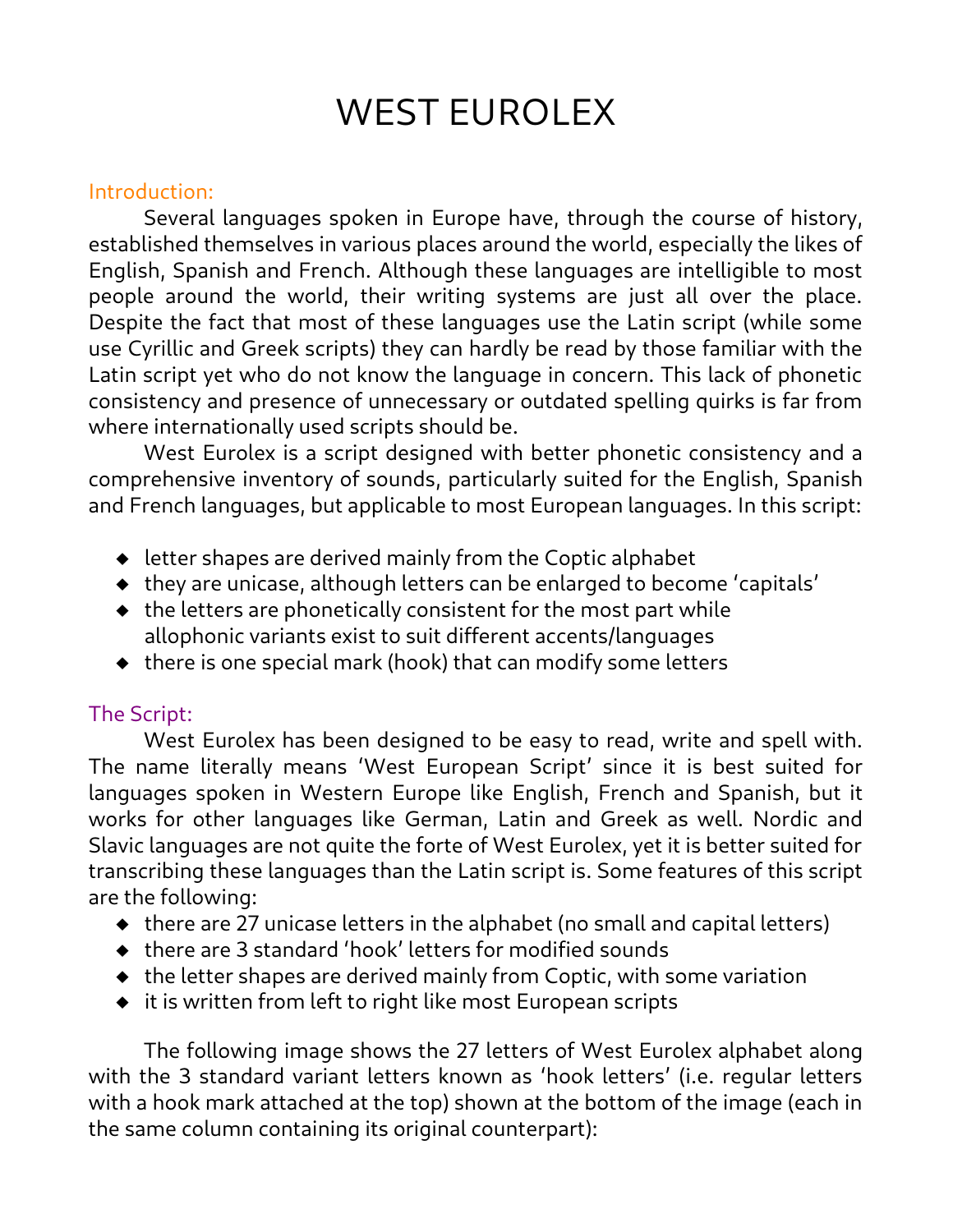# WEST EUROLEX

## Introduction:

Several languages spoken in Europe have, through the course of history, established themselves in various places around the world, especially the likes of English, Spanish and French. Although these languages are intelligible to most people around the world, their writing systems are just all over the place. Despite the fact that most of these languages use the Latin script (while some use Cyrillic and Greek scripts) they can hardly be read by those familiar with the Latin script yet who do not know the language in concern. This lack of phonetic consistency and presence of unnecessary or outdated spelling quirks is far from where internationally used scripts should be.

West Eurolex is a script designed with better phonetic consistency and a comprehensive inventory of sounds, particularly suited for the English, Spanish and French languages, but applicable to most European languages. In this script:

- letter shapes are derived mainly from the Coptic alphabet
- they are unicase, although letters can be enlarged to become 'capitals'
- the letters are phonetically consistent for the most part while allophonic variants exist to suit different accents/languages
- there is one special mark (hook) that can modify some letters

## The Script:

West Eurolex has been designed to be easy to read, write and spell with. The name literally means 'West European Script' since it is best suited for languages spoken in Western Europe like English, French and Spanish, but it works for other languages like German, Latin and Greek as well. Nordic and Slavic languages are not quite the forte of West Eurolex, yet it is better suited for transcribing these languages than the Latin script is. Some features of this script are the following:

- there are 27 unicase letters in the alphabet (no small and capital letters)
- there are 3 standard 'hook' letters for modified sounds
- the letter shapes are derived mainly from Coptic, with some variation
- it is written from left to right like most European scripts

The following image shows the 27 letters of West Eurolex alphabet along with the 3 standard variant letters known as 'hook letters' (i.e. regular letters with a hook mark attached at the top) shown at the bottom of the image (each in the same column containing its original counterpart):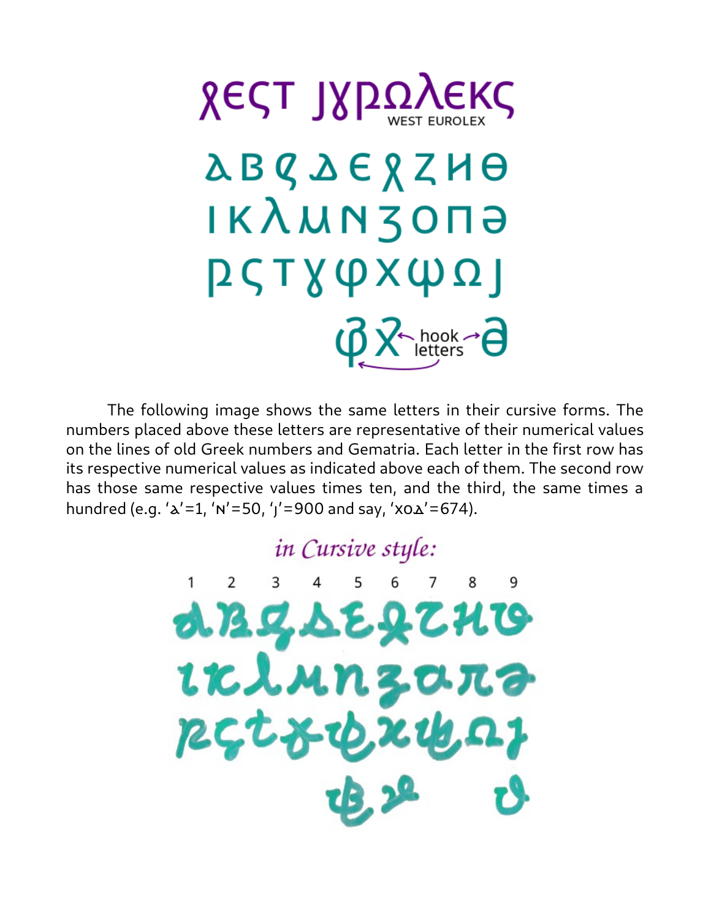# ꭓєϛт ʝɣꝑΩλєкϛ

WEST EUROLEX

ƛ B ɕ ∆ Є ꭓ Ȥ И ϴ

I K λ ʍ N ʒ O Π ə

ꝑ ϛ T ɣ φ X ψ Ω ʝ

ꝑ ꭓ hook letters ə

The following image shows the same letters in their cursive forms. The numbers placed above these letters are representative of their numerical values on the lines of old Greek numbers and Gematria. Each letter in the first row has its respective numerical values as indicated above each of them. The second row has those same respective values times ten, and the third, the same times a hundred (e.g. 'ƛ'=1, 'ɴ'=50, 'ʝ'=900 and say, 'xoƛ'=674).

*in Cursive style:*

1 2 3 4 5 6 7 8 9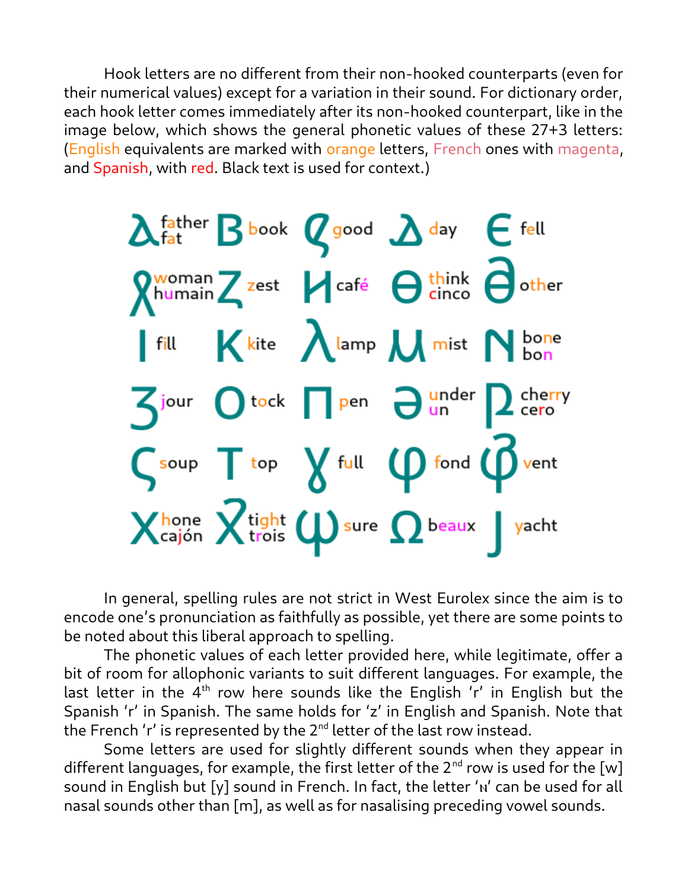Hook letters are no different from their non-hooked counterparts (even for their numerical values) except for a variation in their sound. For dictionary order, each hook letter comes immediately after its non-hooked counterpart, like in the image below, which shows the general phonetic values of these 27+3 letters: (English equivalents are marked with orange letters, French ones with magenta, and Spanish, with red. Black text is used for context.)

father fat | book | good | day | fell

woman humain | zest | café | think cinco | other

fill | kite | lamp | mist | bone bon

jour | tock | pen | under un | cherry cero

soup | top | full | fond | vent

hone cajón | tight trois | sure | beaux | yacht

In general, spelling rules are not strict in West Eurolex since the aim is to encode one's pronunciation as faithfully as possible, yet there are some points to be noted about this liberal approach to spelling.

The phonetic values of each letter provided here, while legitimate, offer a bit of room for allophonic variants to suit different languages. For example, the last letter in the 4th row here sounds like the English 'r' in English but the Spanish 'r' in Spanish. The same holds for 'z' in English and Spanish. Note that the French 'r' is represented by the 2nd letter of the last row instead.

Some letters are used for slightly different sounds when they appear in different languages, for example, the first letter of the 2nd row is used for the [w] sound in English but [y] sound in French. In fact, the letter 'ɴ' can be used for all nasal sounds other than [m], as well as for nasalising preceding vowel sounds.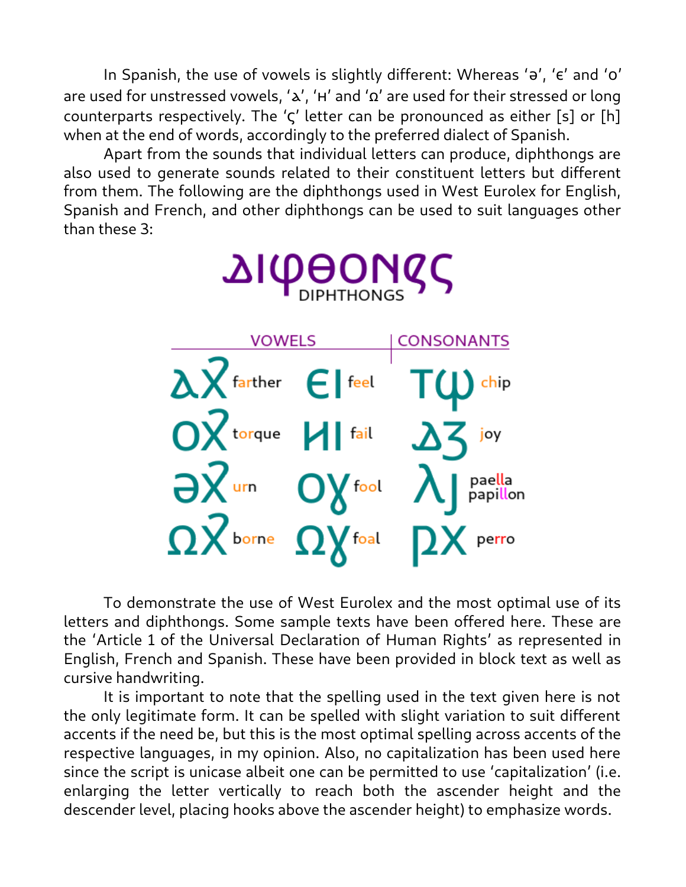In Spanish, the use of vowels is slightly different: Whereas 'ə', 'ɛ' and 'o' are used for unstressed vowels, 'ꭤ', 'ʜ' and 'Ω' are used for their stressed or long counterparts respectively. The 'ϛ' letter can be pronounced as either [s] or [h] when at the end of words, accordingly to the preferred dialect of Spanish.

Apart from the sounds that individual letters can produce, diphthongs are also used to generate sounds related to their constituent letters but different from them. The following are the diphthongs used in West Eurolex for English, Spanish and French, and other diphthongs can be used to suit languages other than these 3:

## ΔΙφθΟΝϛϚ
DIPHTHONGS

| VOWELS | | | | CONSONANTS | |
|---|---|---|---|---|---|
| ꭤX | farther | ЄI | feel | Tɰ | chip |
| oX | torque | ИI | fail | Δʒ | joy |
| əX | urn | oɣ | fool | λJ | paella papillon |
| ΩX | borne | Ωɣ | foal | ρX | perro |

To demonstrate the use of West Eurolex and the most optimal use of its letters and diphthongs. Some sample texts have been offered here. These are the 'Article 1 of the Universal Declaration of Human Rights' as represented in English, French and Spanish. These have been provided in block text as well as cursive handwriting.

It is important to note that the spelling used in the text given here is not the only legitimate form. It can be spelled with slight variation to suit different accents if the need be, but this is the most optimal spelling across accents of the respective languages, in my opinion. Also, no capitalization has been used here since the script is unicase albeit one can be permitted to use 'capitalization' (i.e. enlarging the letter vertically to reach both the ascender height and the descender level, placing hooks above the ascender height) to emphasize words.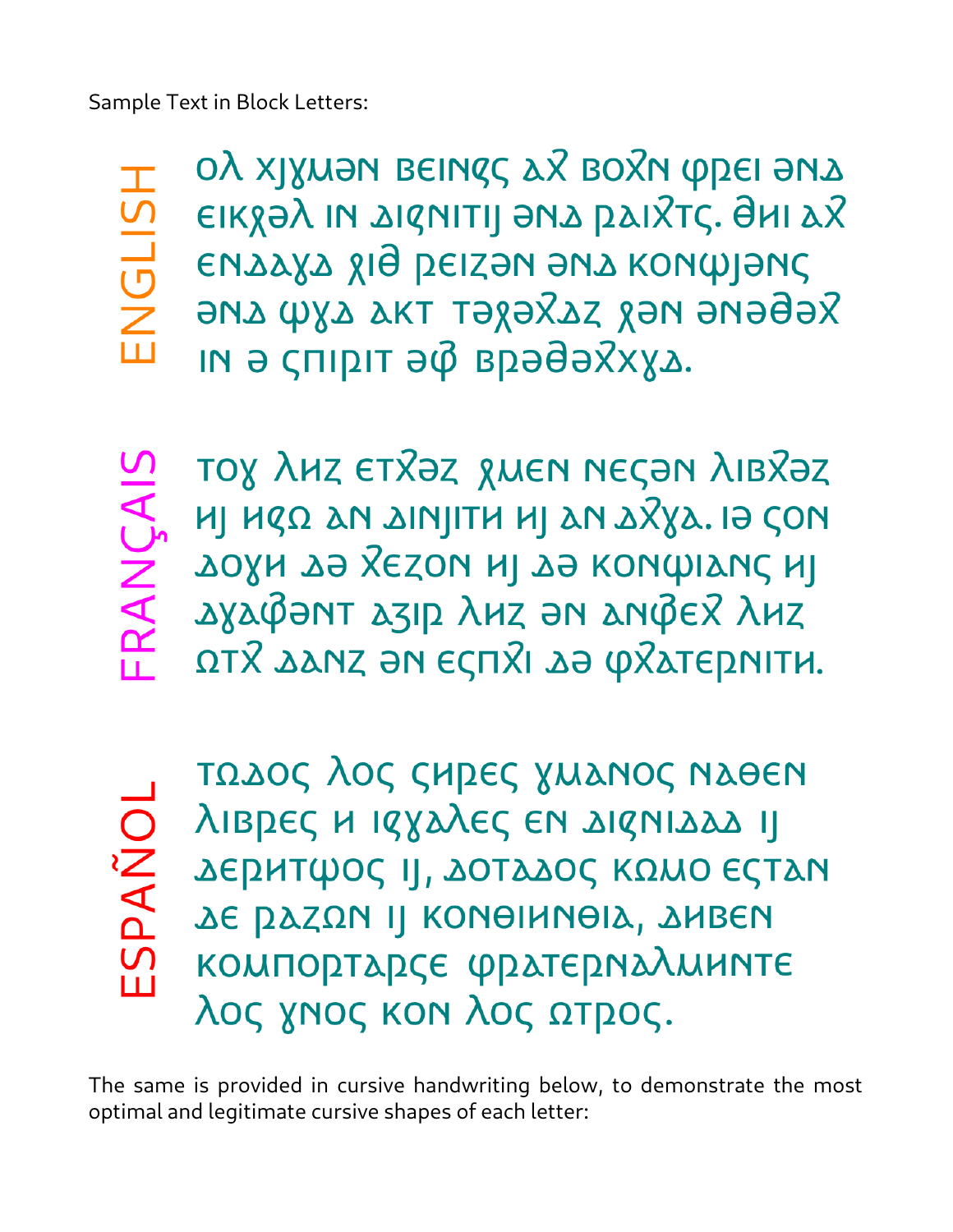Sample Text in Block Letters:

ENGLISH

ΟΛ ΧJƔMƏN BEINϾϚ ɑX̃ BOX̃N ΦΡΕΙ ƏNΔ
ΕΙΚΧƏΛ IN ΔΙϾΝΙΤΙJ ƏNΔ ΡɑΙX̃ΤϚ. ƟИΙ ɑX̃
ΕΝΔɑƔΔ ΧΙƟ ΡΕΙΖƏΝ ƏNΔ ΚΟΝΨJƏΝϚ
ƏNΔ ΨƔΔ ɑΚΤ ΤƏΧƏX̃ΔΖ ΧƏΝ ƏΝƏƟƏX̃
IN Ə ϚΠΙΡΙΤ ƏΦ ΒΡƏƟƏX̃ΧƔΔ.

FRANÇAIS

ΤΟƔ ΛИΖ ΕΤX̃ƏΖ ΧΜΕΝ ΝΕϚƏΝ ΛΙΒX̃ƏΖ
ИJ ИϾΩ ɑΝ ΔΙΝJΙΤИ ИJ ɑΝ ΔX̃Ɣɑ. ΙƏ ϚΟΝ
ΔΟƔИ ΔƏ X̃ΕΖΟΝ ИJ ΔƏ ΚΟΝΨΙɑΝϚ ИJ
ΔƔɑΦƏΝΤ ɑƷΙΡ ΛИΖ ƏΝ ɑΝΦΕX̃ ΛИΖ
ΩΤX̃ ΔɑΝΖ ƏΝ ΕϚΠX̃Ι ΔƏ ΦX̃ɑΤΕΡΝΙΤИ.

ESPAÑOL

ΤΩΔΟϚ ΛΟϚ ϚИΡΕϚ ƔΜɑΝΟϚ ΝɑΘΕΝ
ΛΙΒΡΕϚ И ΙϾƔɑΛΕϚ ΕΝ ΔΙϾΝΙΔɑΔ ΙJ
ΔΕΡИΤΨΟϚ ΙJ, ΔΟΤɑΔΟϚ ΚΩΜΟ ΕϚΤɑΝ
ΔΕ ΡɑΖΩΝ ΙJ ΚΟΝΘΙИΝΘΙɑ, ΔИΒΕΝ
ΚΟΜΠΟΡΤɑΡϚΕ ΦΡɑΤΕΡΝɑΛΜИΝΤΕ
ΛΟϚ ƔΝΟϚ ΚΟΝ ΛΟϚ ΩΤΡΟϚ.

The same is provided in cursive handwriting below, to demonstrate the most optimal and legitimate cursive shapes of each letter: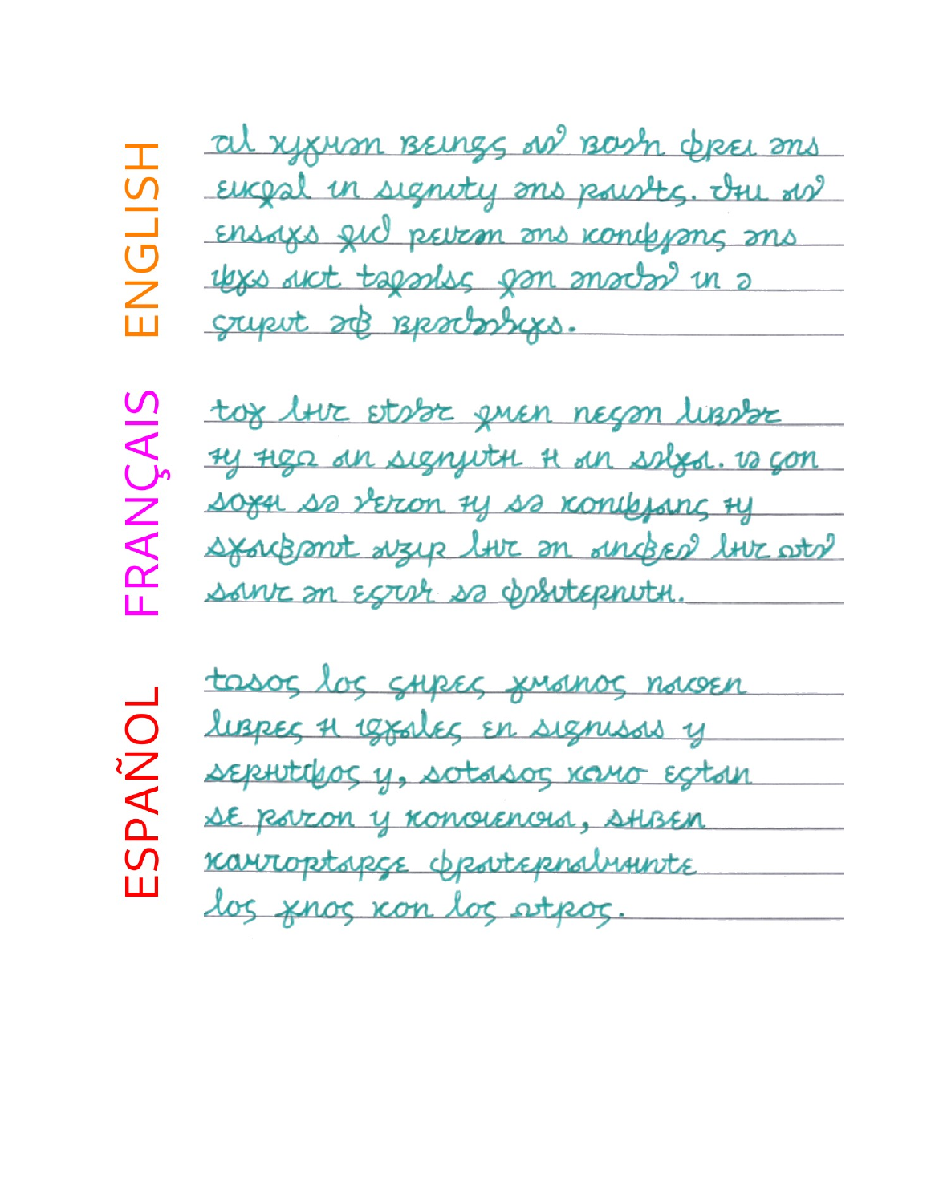ENGLISH

al xyxuən beings wə born фrei əns
eucgəl in signity əns rouits. ðei wə
ensouxs gid reizən əns koncijəns əns
ʃxs əct tagəlsς gən ənoðəɹ in ə
grupit əß brəðərhxs.

FRANÇAIS

toz lur etoəz guen neζən lizoəz
ty tigə əln signjutн н əln səlʒəl. lə ςon
səjн sə reron ty sə konsjənς ty
sforçənt əzip lur ən ənçəl lur ətɹ
sənt ən egrur sə фrəternitн.

ESPAÑOL

tosos los cнpeς xmanos nacen
libreς н igxoles en signisos y
sεpнtɥos y, sotosos komo eςtan
sε razon y konociεnciə, sнвεn
kaмroptorςε фratεrnalмεntε
los xnos kon los otros.